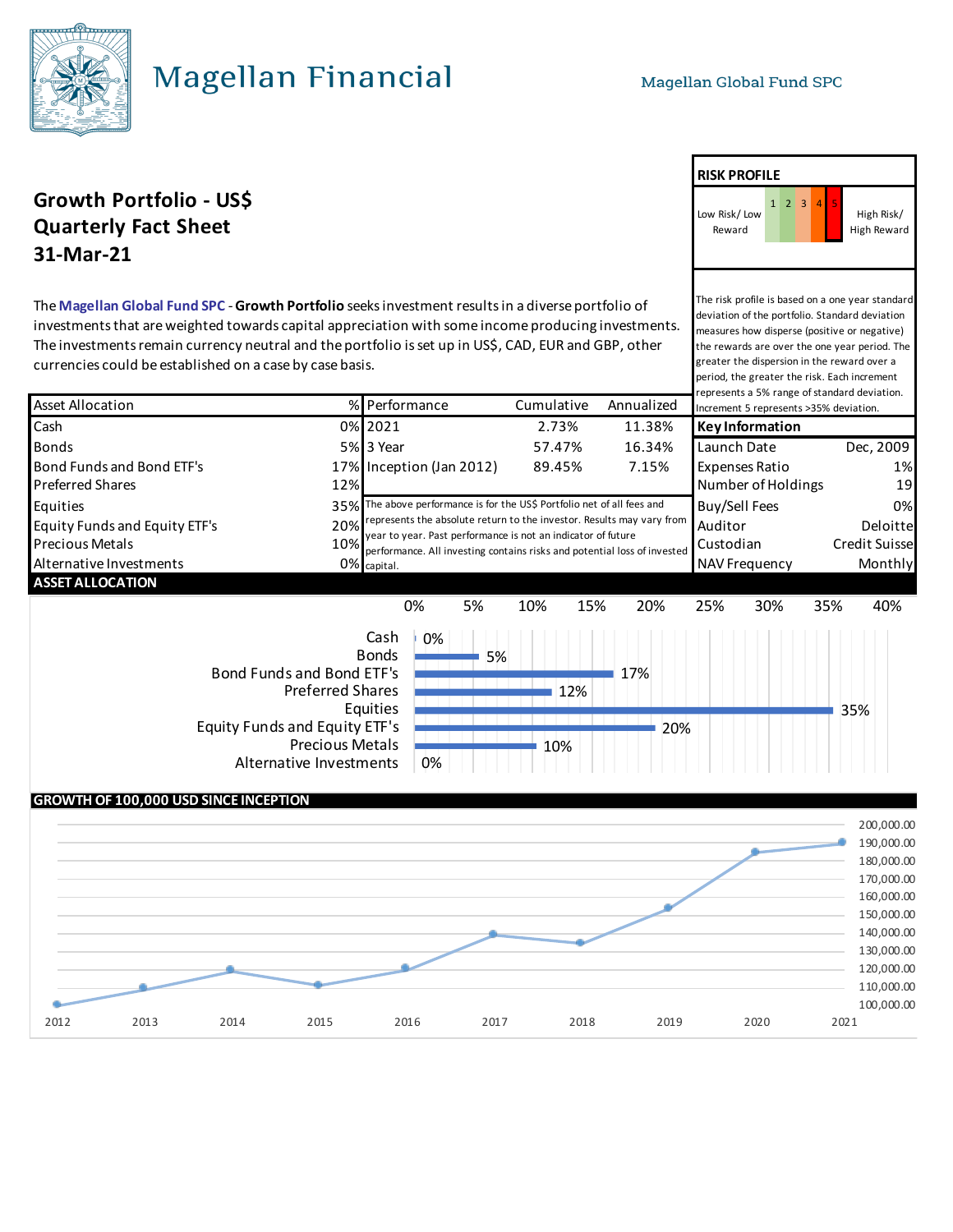# Magellan Financial

Magellan Global Fund SPC

## Growth Portfolio - US$
## Quarterly Fact Sheet
## 31-Mar-21

### RISK PROFILE

| Low Risk/ Low Reward | 1 | 2 | 3 | 4 | 5 | High Risk/ High Reward |
|---|---|---|---|---|---|---|

The risk profile is based on a one year standard deviation of the portfolio. Standard deviation measures how disperse (positive or negative) the rewards are over the one year period. The greater the dispersion in the reward over a period, the greater the risk. Each increment represents a 5% range of standard deviation. Increment 5 represents >35% deviation.

The **Magellan Global Fund SPC** - **Growth Portfolio** seeks investment results in a diverse portfolio of investments that are weighted towards capital appreciation with some income producing investments. The investments remain currency neutral and the portfolio is set up in US$, CAD, EUR and GBP, other currencies could be established on a case by case basis.

| Asset Allocation | % |
|---|---|
| Cash | 0% |
| Bonds | 5% |
| Bond Funds and Bond ETF's | 17% |
| Preferred Shares | 12% |
| Equities | 35% |
| Equity Funds and Equity ETF's | 20% |
| Precious Metals | 10% |
| Alternative Investments | 0% |

| Performance | Cumulative | Annualized |
|---|---|---|
| 2021 | 2.73% | 11.38% |
| 3 Year | 57.47% | 16.34% |
| Inception (Jan 2012) | 89.45% | 7.15% |

The above performance is for the US$ Portfolio net of all fees and represents the absolute return to the investor. Results may vary from year to year. Past performance is not an indicator of future performance. All investing contains risks and potential loss of invested capital.

| Key Information | |
|---|---|
| Launch Date | Dec, 2009 |
| Expenses Ratio | 1% |
| Number of Holdings | 19 |
| Buy/Sell Fees | 0% |
| Auditor | Deloitte |
| Custodian | Credit Suisse |
| NAV Frequency | Monthly |

### ASSET ALLOCATION

| Asset Class | % |
|---|---|
| Cash | 0% |
| Bonds | 5% |
| Bond Funds and Bond ETF's | 17% |
| Preferred Shares | 12% |
| Equities | 35% |
| Equity Funds and Equity ETF's | 20% |
| Precious Metals | 10% |
| Alternative Investments | 0% |

### GROWTH OF 100,000 USD SINCE INCEPTION

Axis: 100,000.00 – 200,000.00; years 2012 – 2021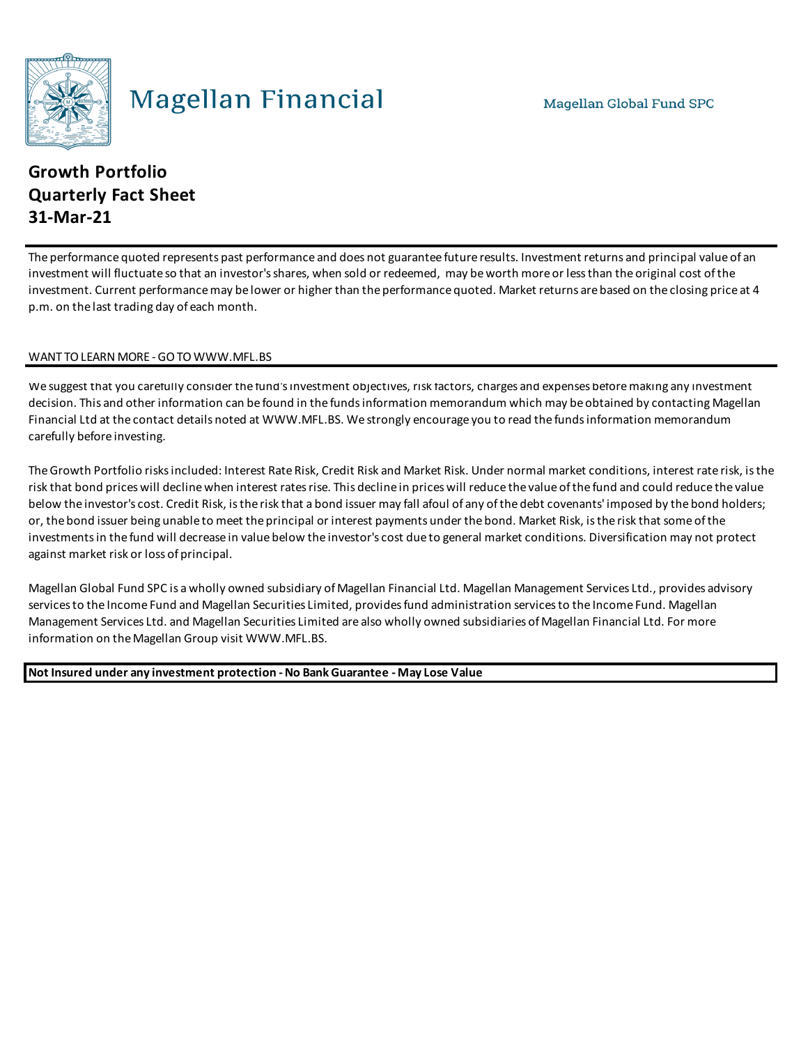Magellan Financial

Magellan Global Fund SPC

# Growth Portfolio
# Quarterly Fact Sheet
# 31-Mar-21

The performance quoted represents past performance and does not guarantee future results. Investment returns and principal value of an investment will fluctuate so that an investor's shares, when sold or redeemed, may be worth more or less than the original cost of the investment. Current performance may be lower or higher than the performance quoted. Market returns are based on the closing price at 4 p.m. on the last trading day of each month.

WANT TO LEARN MORE - GO TO WWW.MFL.BS

We suggest that you carefully consider the fund's investment objectives, risk factors, charges and expenses before making any investment decision. This and other information can be found in the funds information memorandum which may be obtained by contacting Magellan Financial Ltd at the contact details noted at WWW.MFL.BS. We strongly encourage you to read the funds information memorandum carefully before investing.

The Growth Portfolio risks included: Interest Rate Risk, Credit Risk and Market Risk. Under normal market conditions, interest rate risk, is the risk that bond prices will decline when interest rates rise. This decline in prices will reduce the value of the fund and could reduce the value below the investor's cost. Credit Risk, is the risk that a bond issuer may fall afoul of any of the debt covenants' imposed by the bond holders; or, the bond issuer being unable to meet the principal or interest payments under the bond. Market Risk, is the risk that some of the investments in the fund will decrease in value below the investor's cost due to general market conditions. Diversification may not protect against market risk or loss of principal.

Magellan Global Fund SPC is a wholly owned subsidiary of Magellan Financial Ltd. Magellan Management Services Ltd., provides advisory services to the Income Fund and Magellan Securities Limited, provides fund administration services to the Income Fund. Magellan Management Services Ltd. and Magellan Securities Limited are also wholly owned subsidiaries of Magellan Financial Ltd. For more information on the Magellan Group visit WWW.MFL.BS.

**Not Insured under any investment protection - No Bank Guarantee - May Lose Value**